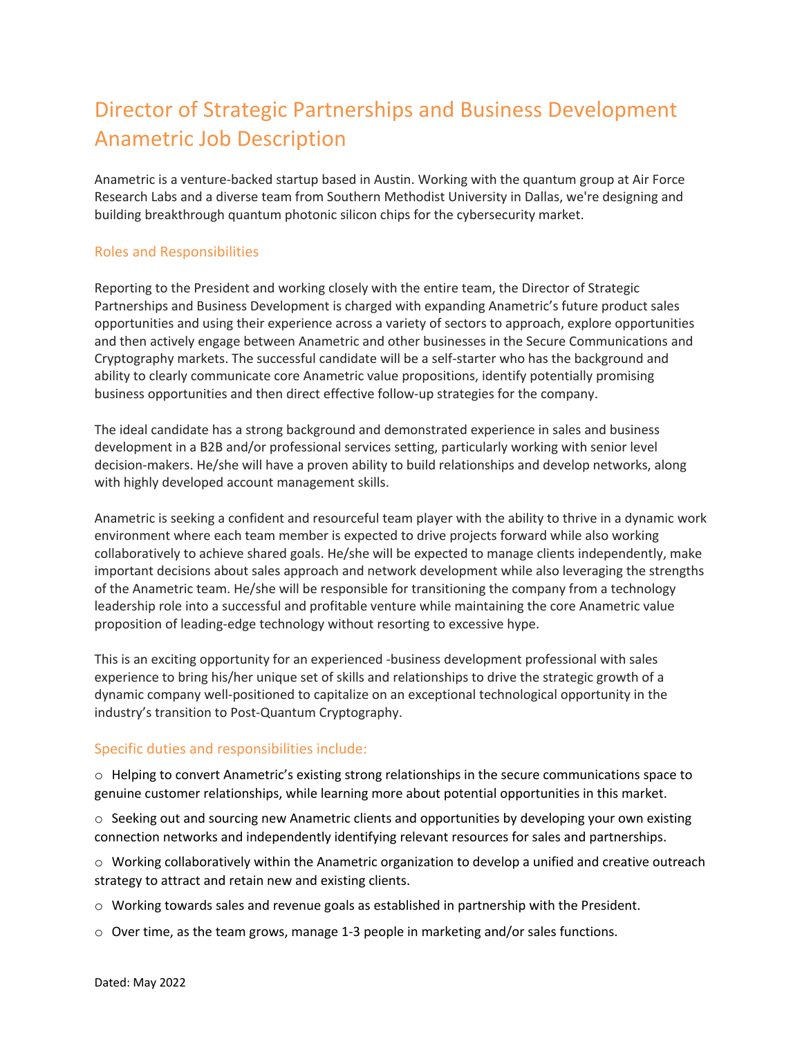# Director of Strategic Partnerships and Business Development Anametric Job Description

Anametric is a venture-backed startup based in Austin. Working with the quantum group at Air Force Research Labs and a diverse team from Southern Methodist University in Dallas, we're designing and building breakthrough quantum photonic silicon chips for the cybersecurity market.

## Roles and Responsibilities

Reporting to the President and working closely with the entire team, the Director of Strategic Partnerships and Business Development is charged with expanding Anametric's future product sales opportunities and using their experience across a variety of sectors to approach, explore opportunities and then actively engage between Anametric and other businesses in the Secure Communications and Cryptography markets. The successful candidate will be a self-starter who has the background and ability to clearly communicate core Anametric value propositions, identify potentially promising business opportunities and then direct effective follow-up strategies for the company.

The ideal candidate has a strong background and demonstrated experience in sales and business development in a B2B and/or professional services setting, particularly working with senior level decision-makers. He/she will have a proven ability to build relationships and develop networks, along with highly developed account management skills.

Anametric is seeking a confident and resourceful team player with the ability to thrive in a dynamic work environment where each team member is expected to drive projects forward while also working collaboratively to achieve shared goals. He/she will be expected to manage clients independently, make important decisions about sales approach and network development while also leveraging the strengths of the Anametric team. He/she will be responsible for transitioning the company from a technology leadership role into a successful and profitable venture while maintaining the core Anametric value proposition of leading-edge technology without resorting to excessive hype.

This is an exciting opportunity for an experienced -business development professional with sales experience to bring his/her unique set of skills and relationships to drive the strategic growth of a dynamic company well-positioned to capitalize on an exceptional technological opportunity in the industry's transition to Post-Quantum Cryptography.

## Specific duties and responsibilities include:

- Helping to convert Anametric's existing strong relationships in the secure communications space to genuine customer relationships, while learning more about potential opportunities in this market.
- Seeking out and sourcing new Anametric clients and opportunities by developing your own existing connection networks and independently identifying relevant resources for sales and partnerships.
- Working collaboratively within the Anametric organization to develop a unified and creative outreach strategy to attract and retain new and existing clients.
- Working towards sales and revenue goals as established in partnership with the President.
- Over time, as the team grows, manage 1-3 people in marketing and/or sales functions.

Dated: May 2022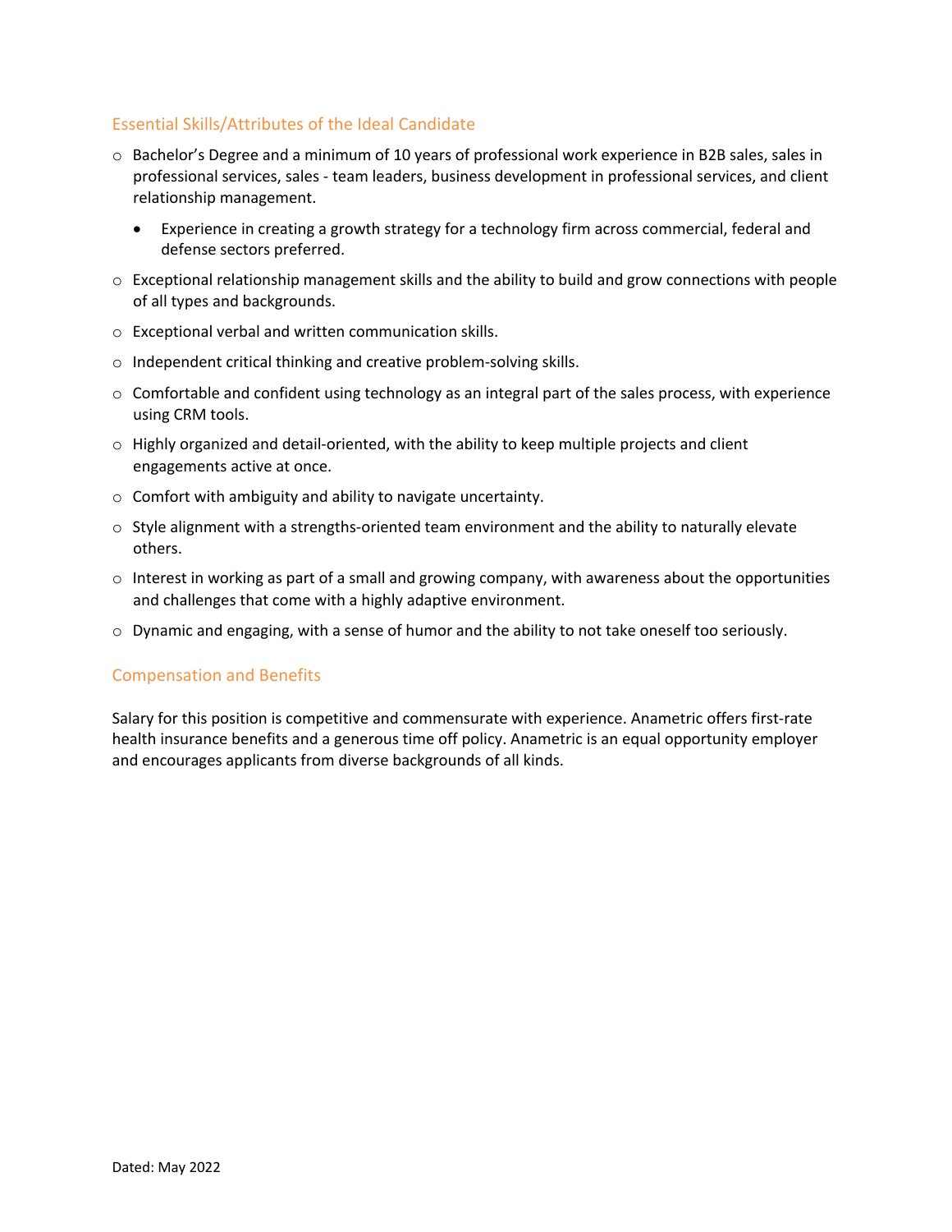## Essential Skills/Attributes of the Ideal Candidate

- Bachelor's Degree and a minimum of 10 years of professional work experience in B2B sales, sales in professional services, sales - team leaders, business development in professional services, and client relationship management.
    - Experience in creating a growth strategy for a technology firm across commercial, federal and defense sectors preferred.
- Exceptional relationship management skills and the ability to build and grow connections with people of all types and backgrounds.
- Exceptional verbal and written communication skills.
- Independent critical thinking and creative problem-solving skills.
- Comfortable and confident using technology as an integral part of the sales process, with experience using CRM tools.
- Highly organized and detail-oriented, with the ability to keep multiple projects and client engagements active at once.
- Comfort with ambiguity and ability to navigate uncertainty.
- Style alignment with a strengths-oriented team environment and the ability to naturally elevate others.
- Interest in working as part of a small and growing company, with awareness about the opportunities and challenges that come with a highly adaptive environment.
- Dynamic and engaging, with a sense of humor and the ability to not take oneself too seriously.

## Compensation and Benefits

Salary for this position is competitive and commensurate with experience. Anametric offers first-rate health insurance benefits and a generous time off policy. Anametric is an equal opportunity employer and encourages applicants from diverse backgrounds of all kinds.

Dated: May 2022